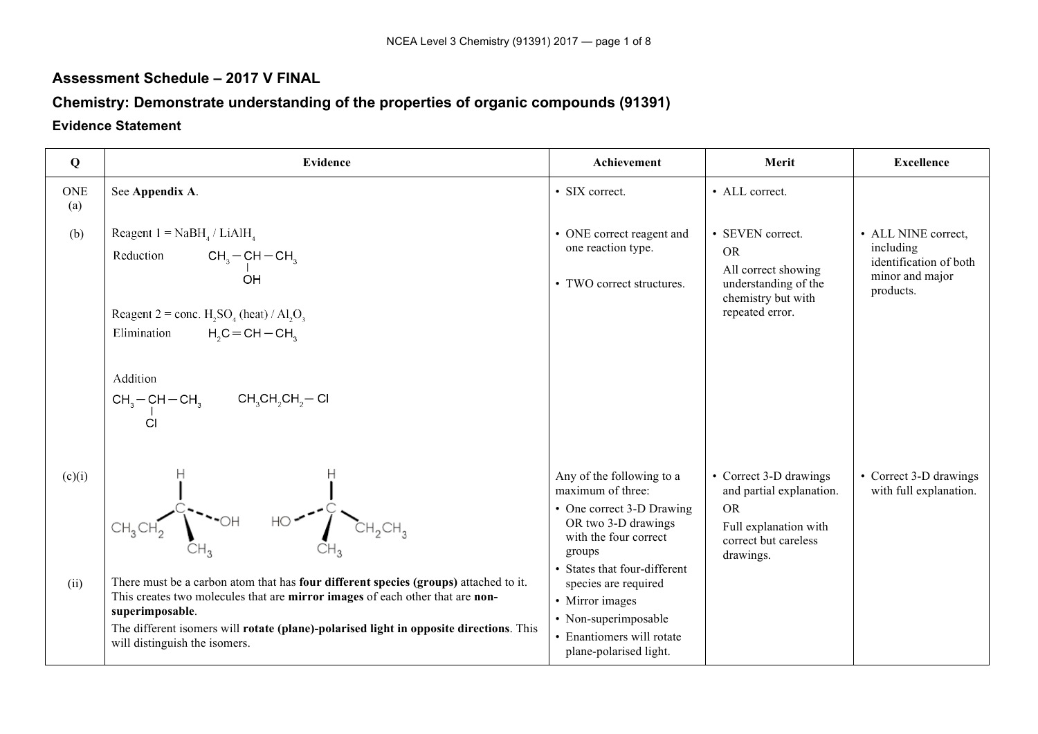## Assessment Schedule – 2017 V FINAL

## Chemistry: Demonstrate understanding of the properties of organic compounds (91391)

### Evidence Statement

| Q | Evidence | Achievement | Merit | Excellence |
|---|---|---|---|---|
| ONE (a) | See **Appendix A**. | • SIX correct. | • ALL correct. | |
| (b) | Reagent 1 = $NaBH_4$ / $LiAlH_4$<br>Reduction $CH_3-CH(OH)-CH_3$<br><br>Reagent 2 = conc. $H_2SO_4$ (heat) / $Al_2O_3$<br>Elimination $H_2C=CH-CH_3$<br><br>Addition<br>$CH_3-CH(Cl)-CH_3$ $CH_3CH_2CH_2-Cl$ | • ONE correct reagent and one reaction type.<br><br>• TWO correct structures. | • SEVEN correct.<br>OR<br>All correct showing understanding of the chemistry but with repeated error. | • ALL NINE correct, including identification of both minor and major products. |
| (c)(i) | 3-D drawings of the two enantiomers: central C with H (up), $CH_3CH_2$, OH (dashed), $CH_3$ (wedge); and mirror image with H (up), HO (dashed), $CH_2CH_3$, $CH_3$ (wedge). | Any of the following to a maximum of three:<br>• One correct 3-D Drawing OR two 3-D drawings with the four correct groups<br>• States that four-different species are required<br>• Mirror images<br>• Non-superimposable<br>• Enantiomers will rotate plane-polarised light. | • Correct 3-D drawings and partial explanation.<br>OR<br>Full explanation with correct but careless drawings. | • Correct 3-D drawings with full explanation. |
| (ii) | There must be a carbon atom that has **four different species (groups)** attached to it. This creates two molecules that are **mirror images** of each other that are **non-superimposable**.<br>The different isomers will **rotate (plane)-polarised light in opposite directions**. This will distinguish the isomers. | | | |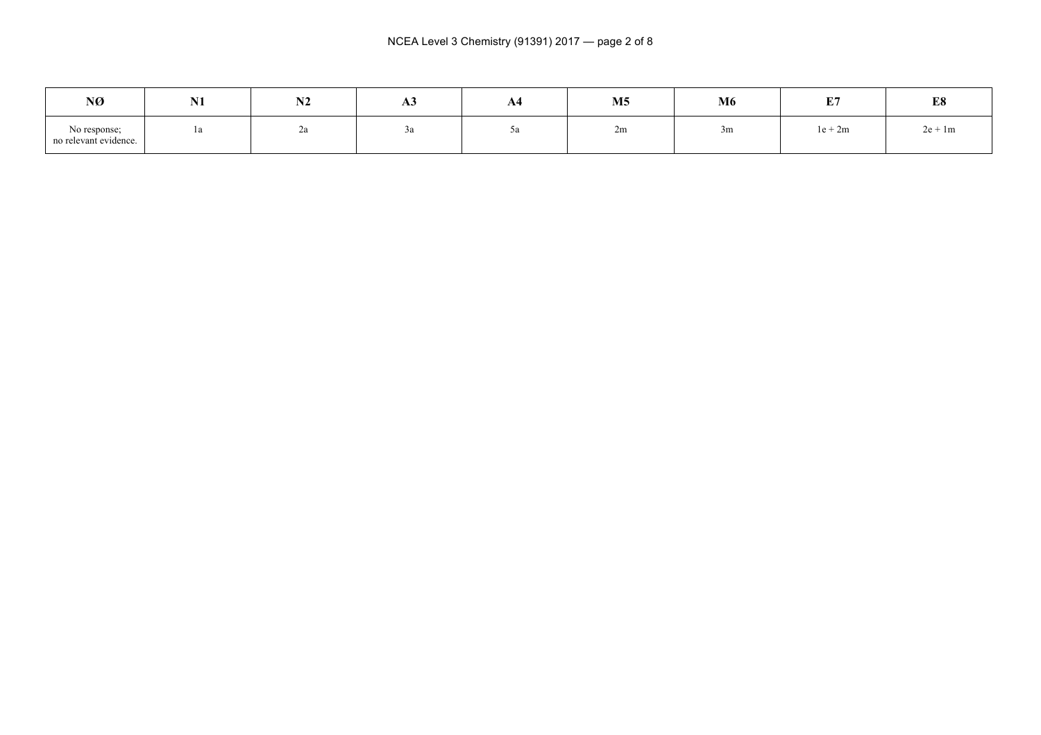| NØ | N1 | N2 | A3 | A4 | M5 | M6 | E7 | E8 |
|---|---|---|---|---|---|---|---|---|
| No response; no relevant evidence. | 1a | 2a | 3a | 5a | 2m | 3m | 1e + 2m | 2e + 1m |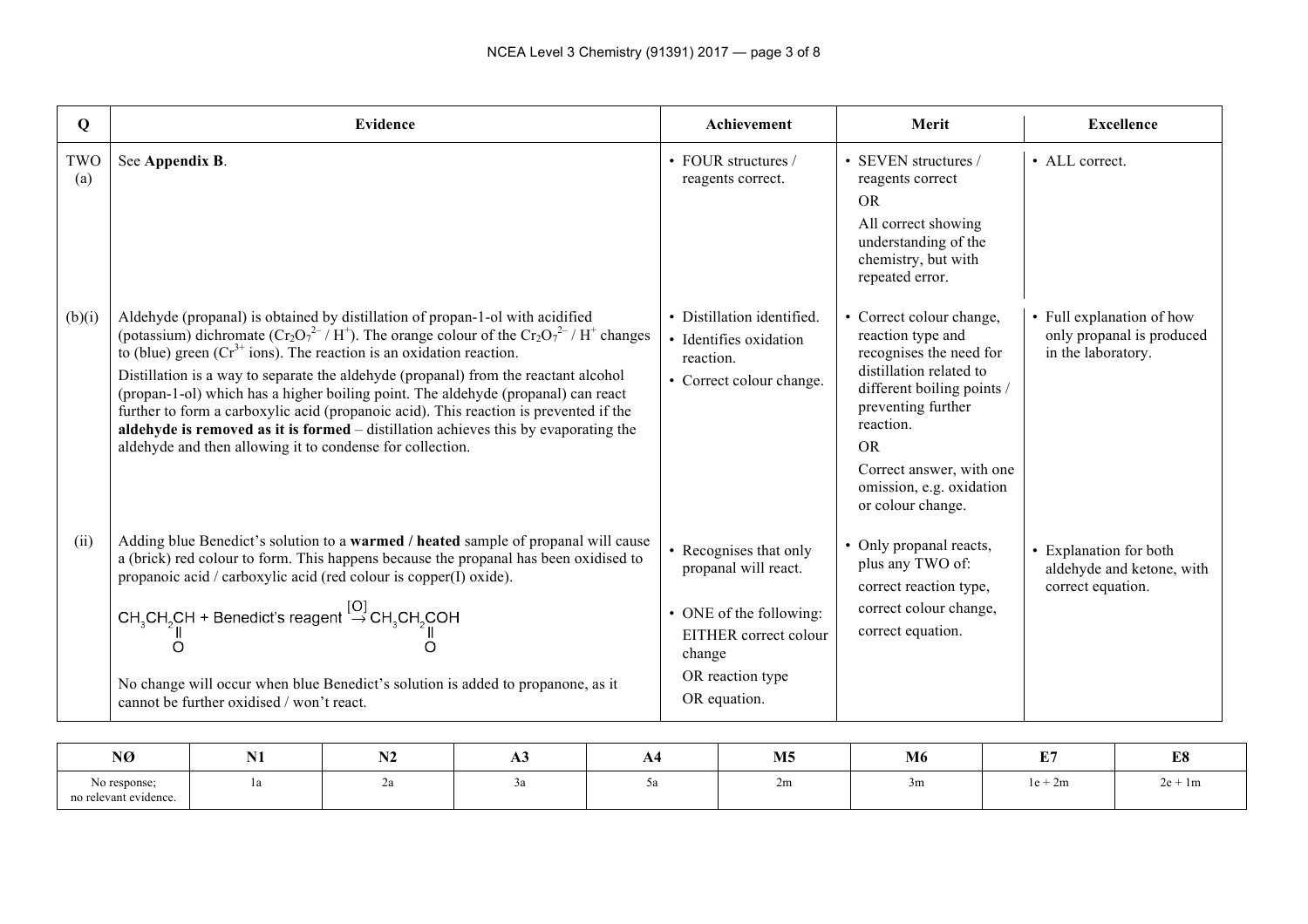| Q | Evidence | Achievement | Merit | Excellence |
|---|---|---|---|---|
| TWO (a) | See **Appendix B**. | • FOUR structures / reagents correct. | • SEVEN structures / reagents correct<br>OR<br>All correct showing understanding of the chemistry, but with repeated error. | • ALL correct. |
| (b)(i) | Aldehyde (propanal) is obtained by distillation of propan-1-ol with acidified (potassium) dichromate ($Cr_2O_7^{2-}$ / $H^+$). The orange colour of the $Cr_2O_7^{2-}$ / $H^+$ changes to (blue) green ($Cr^{3+}$ ions). The reaction is an oxidation reaction.<br>Distillation is a way to separate the aldehyde (propanal) from the reactant alcohol (propan-1-ol) which has a higher boiling point. The aldehyde (propanal) can react further to form a carboxylic acid (propanoic acid). This reaction is prevented if the **aldehyde is removed as it is formed** – distillation achieves this by evaporating the aldehyde and then allowing it to condense for collection. | • Distillation identified.<br>• Identifies oxidation reaction.<br>• Correct colour change. | • Correct colour change, reaction type and recognises the need for distillation related to different boiling points / preventing further reaction.<br>OR<br>Correct answer, with one omission, e.g. oxidation or colour change. | • Full explanation of how only propanal is produced in the laboratory. |
| (ii) | Adding blue Benedict's solution to a **warmed / heated** sample of propanal will cause a (brick) red colour to form. This happens because the propanal has been oxidised to propanoic acid / carboxylic acid (red colour is copper(I) oxide).<br>$CH_3CH_2CHO$ + Benedict's reagent $\xrightarrow{[O]}$ $CH_3CH_2COOH$<br>No change will occur when blue Benedict's solution is added to propanone, as it cannot be further oxidised / won't react. | • Recognises that only propanal will react.<br>• ONE of the following:<br>EITHER correct colour change<br>OR reaction type<br>OR equation. | • Only propanal reacts, plus any TWO of:<br>correct reaction type,<br>correct colour change,<br>correct equation. | • Explanation for both aldehyde and ketone, with correct equation. |

| NØ | N1 | N2 | A3 | A4 | M5 | M6 | E7 | E8 |
|---|---|---|---|---|---|---|---|---|
| No response; no relevant evidence. | 1a | 2a | 3a | 5a | 2m | 3m | 1e + 2m | 2e + 1m |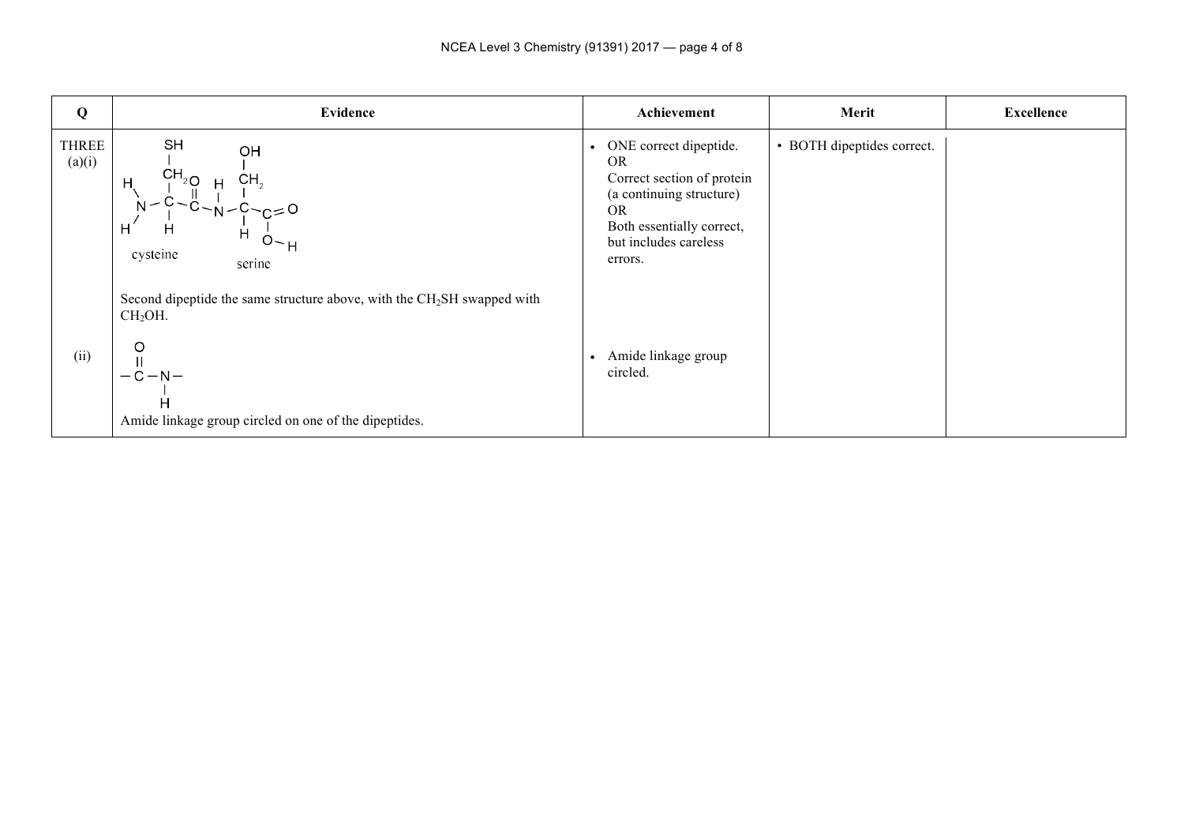| Q | Evidence | Achievement | Merit | Excellence |
|---|---|---|---|---|
| THREE (a)(i) | $H_2N-CH(CH_2SH)-C(=O)-NH-CH(CH_2OH)-C(=O)-OH$<br>cysteine serine<br><br>Second dipeptide the same structure above, with the $CH_2SH$ swapped with $CH_2OH$. | • ONE correct dipeptide.<br>OR<br>Correct section of protein (a continuing structure)<br>OR<br>Both essentially correct, but includes careless errors. | • BOTH dipeptides correct. | |
| (ii) | $-C(=O)-N(H)-$<br>Amide linkage group circled on one of the dipeptides. | • Amide linkage group circled. | | |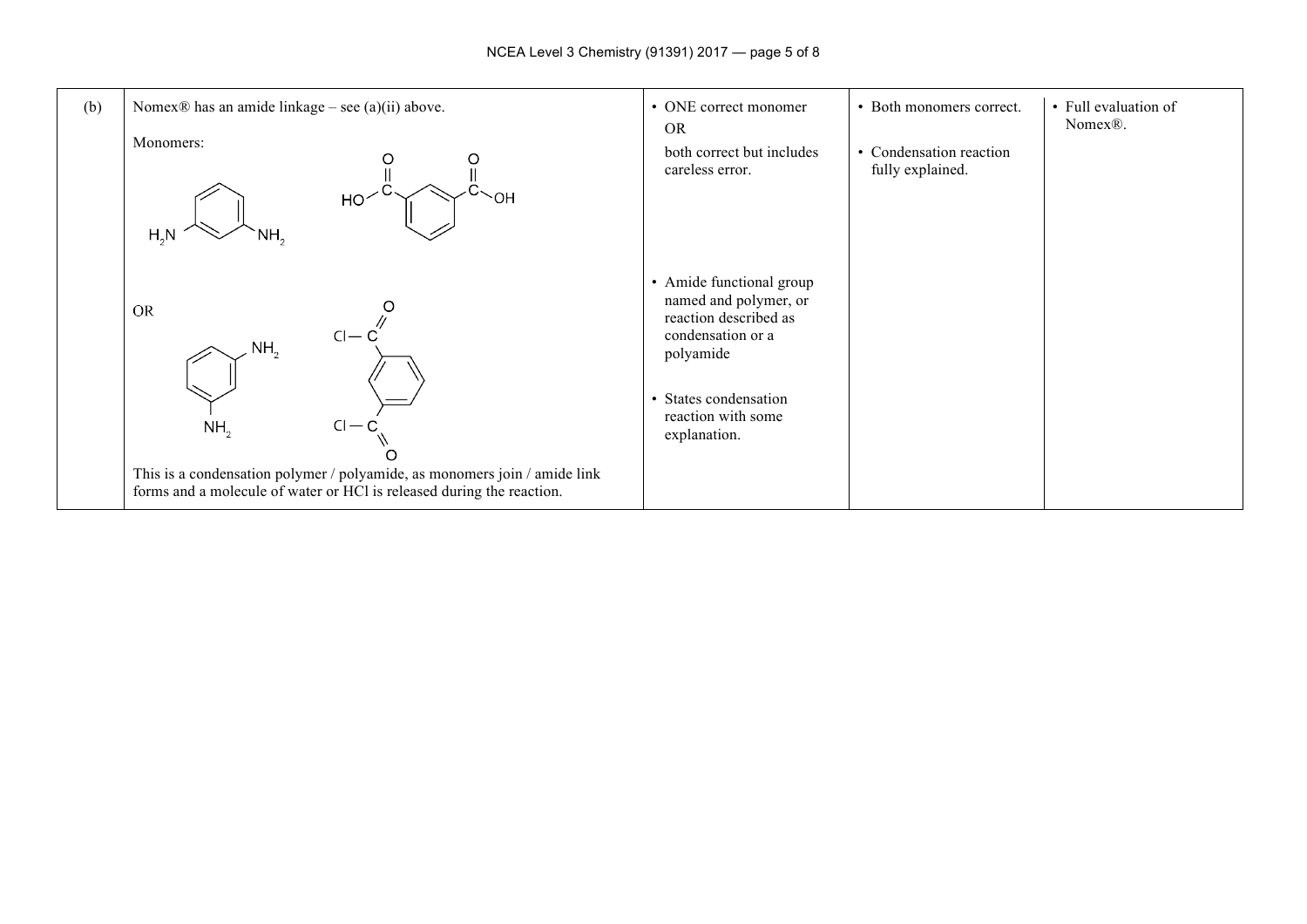| | | | | |
|---|---|---|---|---|
| (b) | Nomex® has an amide linkage – see (a)(ii) above.<br><br>Monomers:<br><br>$H_2N-C_6H_4-NH_2$ (benzene-1,3-diamine) and $HO-C(=O)-C_6H_4-C(=O)-OH$ (benzene-1,3-dicarboxylic acid)<br><br>OR<br><br>$H_2N-C_6H_4-NH_2$ and $Cl-C(=O)-C_6H_4-C(=O)-Cl$<br><br>This is a condensation polymer / polyamide, as monomers join / amide link forms and a molecule of water or HCl is released during the reaction. | • ONE correct monomer<br>OR<br>both correct but includes careless error.<br><br>• Amide functional group named and polymer, or reaction described as condensation or a polyamide<br><br>• States condensation reaction with some explanation. | • Both monomers correct.<br><br>• Condensation reaction fully explained. | • Full evaluation of Nomex®. |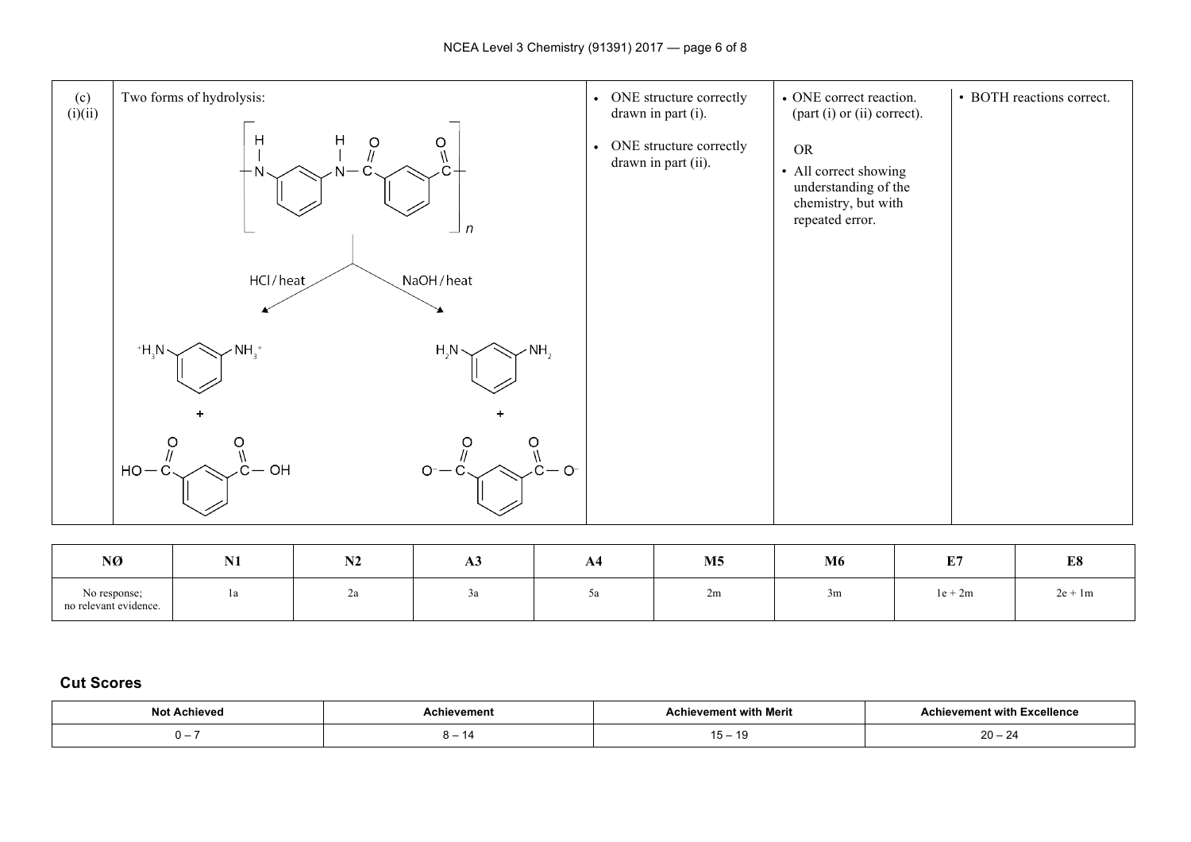| (c) (i)(ii) | Two forms of hydrolysis: | • ONE structure correctly drawn in part (i). • ONE structure correctly drawn in part (ii). | • ONE correct reaction. (part (i) or (ii) correct). OR • All correct showing understanding of the chemistry, but with repeated error. | • BOTH reactions correct. |
|---|---|---|---|---|
| | Polymer repeat unit: $[-NH-C_6H_4-NH-CO-C_6H_4-CO-]_n$ (meta-substituted rings). HCl / heat → $^+H_3N-C_6H_4-NH_3^+$ + $HO-CO-C_6H_4-CO-OH$. NaOH / heat → $H_2N-C_6H_4-NH_2$ + $^-O-CO-C_6H_4-CO-O^-$ | | | |

| NØ | N1 | N2 | A3 | A4 | M5 | M6 | E7 | E8 |
|---|---|---|---|---|---|---|---|---|
| No response; no relevant evidence. | 1a | 2a | 3a | 5a | 2m | 3m | 1e + 2m | 2e + 1m |

## Cut Scores

| Not Achieved | Achievement | Achievement with Merit | Achievement with Excellence |
|---|---|---|---|
| 0 – 7 | 8 – 14 | 15 – 19 | 20 – 24 |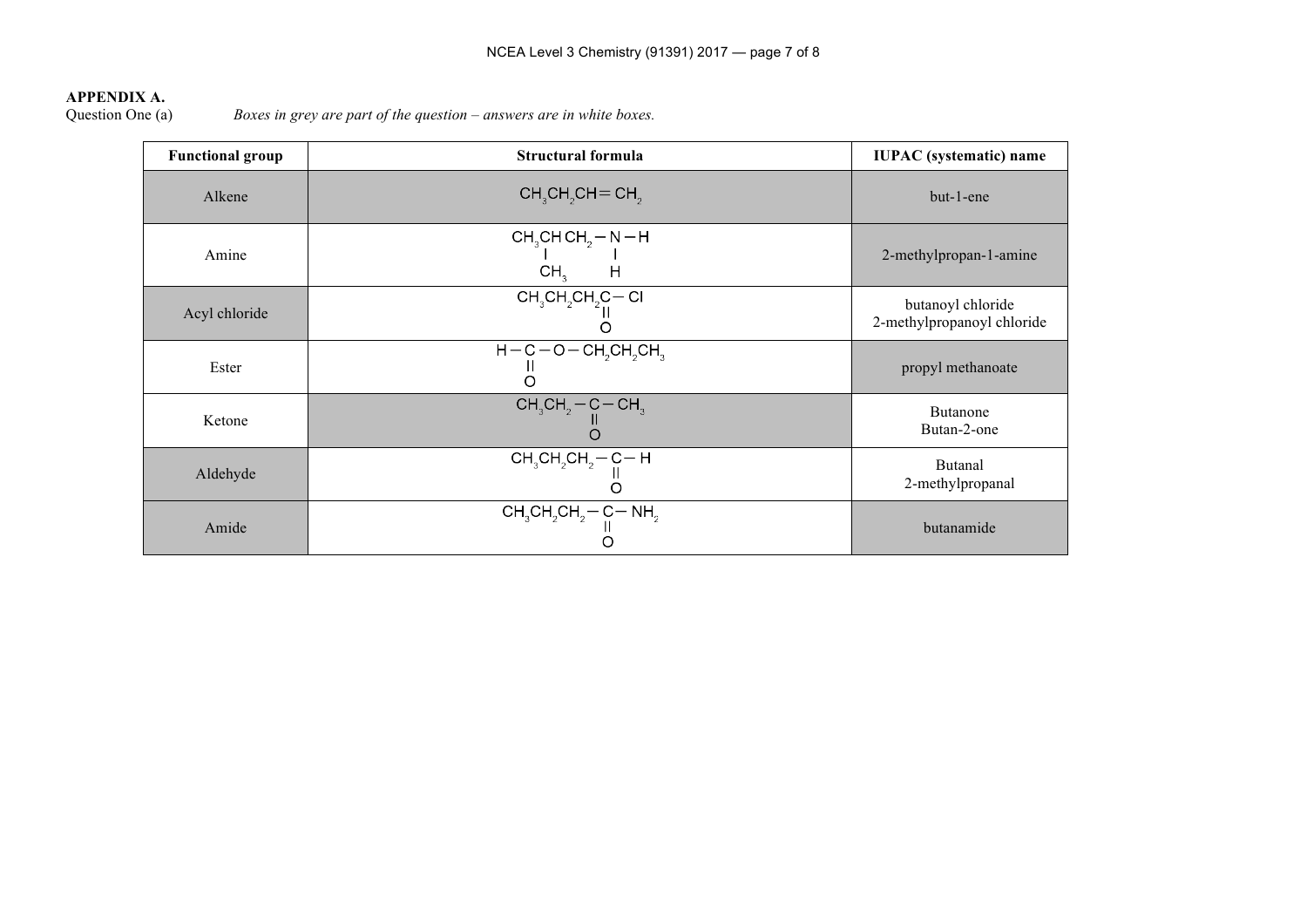**APPENDIX A.**

Question One (a) *Boxes in grey are part of the question – answers are in white boxes.*

| Functional group | Structural formula | IUPAC (systematic) name |
|---|---|---|
| Alkene | $CH_3CH_2CH{=}CH_2$ | but-1-ene |
| Amine | $CH_3CH(CH_3)CH_2-N(H)-H$ | 2-methylpropan-1-amine |
| Acyl chloride | $CH_3CH_2CH_2C(=O)-Cl$ | butanoyl chloride<br>2-methylpropanoyl chloride |
| Ester | $H-C(=O)-O-CH_2CH_2CH_3$ | propyl methanoate |
| Ketone | $CH_3CH_2-C(=O)-CH_3$ | Butanone<br>Butan-2-one |
| Aldehyde | $CH_3CH_2CH_2-C(=O)-H$ | Butanal<br>2-methylpropanal |
| Amide | $CH_3CH_2CH_2-C(=O)-NH_2$ | butanamide |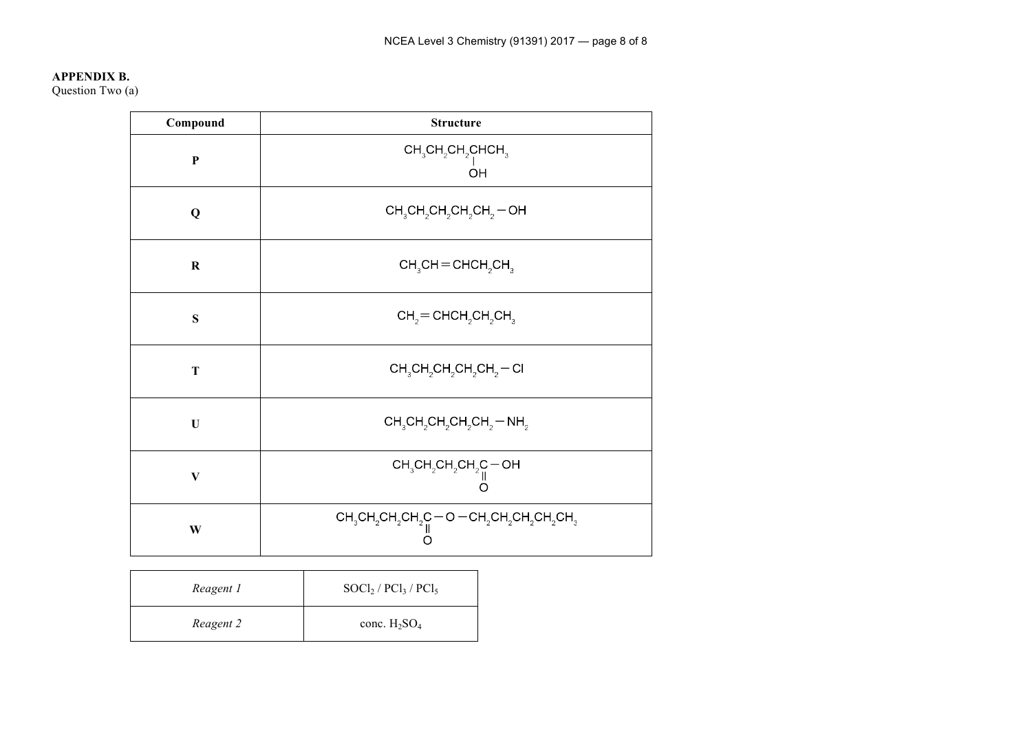**APPENDIX B.**

Question Two (a)

| Compound | Structure |
|---|---|
| **P** | $CH_3CH_2CH_2CH(OH)CH_3$ |
| **Q** | $CH_3CH_2CH_2CH_2CH_2-OH$ |
| **R** | $CH_3CH=CHCH_2CH_3$ |
| **S** | $CH_2=CHCH_2CH_2CH_3$ |
| **T** | $CH_3CH_2CH_2CH_2CH_2-Cl$ |
| **U** | $CH_3CH_2CH_2CH_2CH_2-NH_2$ |
| **V** | $CH_3CH_2CH_2CH_2C(=O)-OH$ |
| **W** | $CH_3CH_2CH_2CH_2C(=O)-O-CH_2CH_2CH_2CH_2CH_3$ |

| | |
|---|---|
| *Reagent 1* | $SOCl_2$ / $PCl_3$ / $PCl_5$ |
| *Reagent 2* | conc. $H_2SO_4$ |